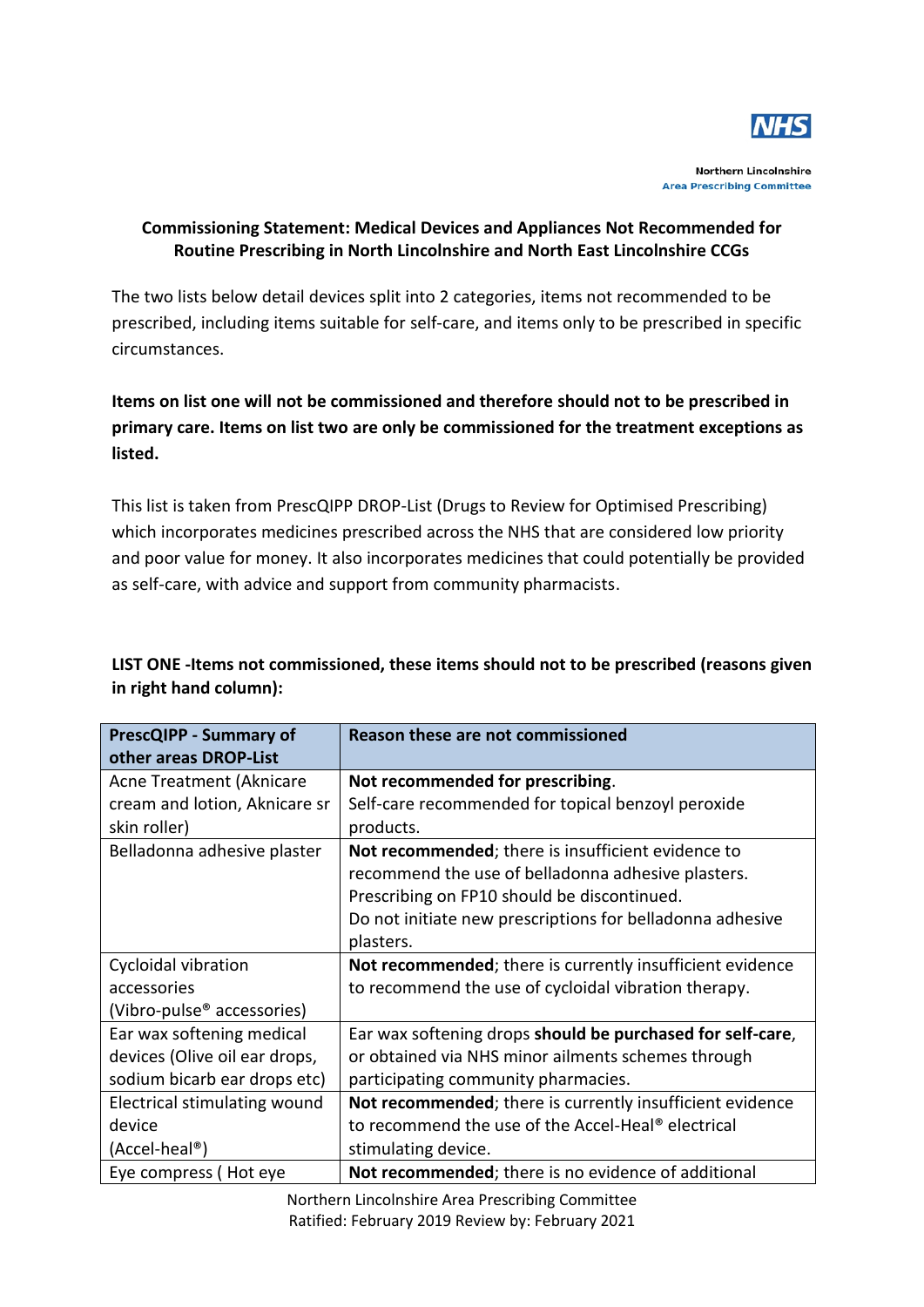NHS

Northern Lincolnshire
Area Prescribing Committee

**Commissioning Statement: Medical Devices and Appliances Not Recommended for Routine Prescribing in North Lincolnshire and North East Lincolnshire CCGs**

The two lists below detail devices split into 2 categories, items not recommended to be prescribed, including items suitable for self-care, and items only to be prescribed in specific circumstances.

**Items on list one will not be commissioned and therefore should not to be prescribed in primary care. Items on list two are only be commissioned for the treatment exceptions as listed.**

This list is taken from PrescQIPP DROP-List (Drugs to Review for Optimised Prescribing) which incorporates medicines prescribed across the NHS that are considered low priority and poor value for money. It also incorporates medicines that could potentially be provided as self-care, with advice and support from community pharmacists.

**LIST ONE -Items not commissioned, these items should not to be prescribed (reasons given in right hand column):**

| PrescQIPP - Summary of other areas DROP-List | Reason these are not commissioned |
|---|---|
| Acne Treatment (Aknicare cream and lotion, Aknicare sr skin roller) | **Not recommended for prescribing**. Self-care recommended for topical benzoyl peroxide products. |
| Belladonna adhesive plaster | **Not recommended**; there is insufficient evidence to recommend the use of belladonna adhesive plasters. Prescribing on FP10 should be discontinued. Do not initiate new prescriptions for belladonna adhesive plasters. |
| Cycloidal vibration accessories (Vibro-pulse® accessories) | **Not recommended**; there is currently insufficient evidence to recommend the use of cycloidal vibration therapy. |
| Ear wax softening medical devices (Olive oil ear drops, sodium bicarb ear drops etc) | Ear wax softening drops **should be purchased for self-care**, or obtained via NHS minor ailments schemes through participating community pharmacies. |
| Electrical stimulating wound device (Accel-heal®) | **Not recommended**; there is currently insufficient evidence to recommend the use of the Accel-Heal® electrical stimulating device. |
| Eye compress ( Hot eye | **Not recommended**; there is no evidence of additional |

Northern Lincolnshire Area Prescribing Committee
Ratified: February 2019 Review by: February 2021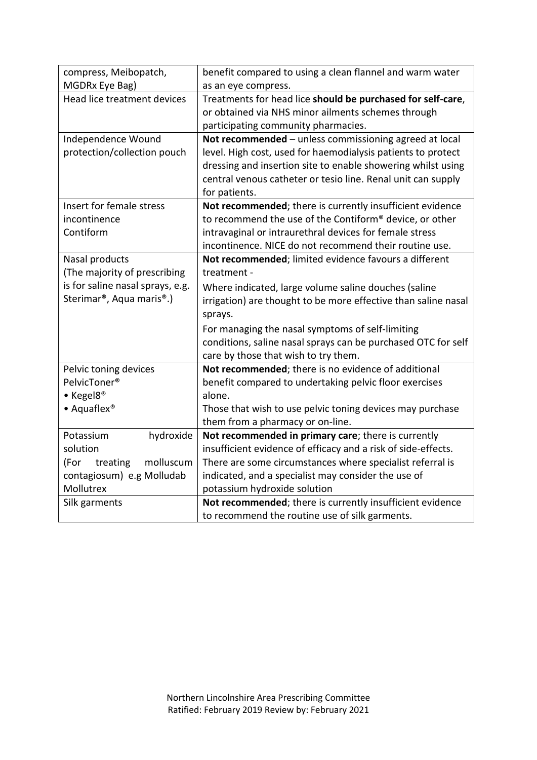| | |
|---|---|
| compress, Meibopatch, MGDRx Eye Bag) | benefit compared to using a clean flannel and warm water as an eye compress. |
| Head lice treatment devices | Treatments for head lice **should be purchased for self-care**, or obtained via NHS minor ailments schemes through participating community pharmacies. |
| Independence Wound protection/collection pouch | **Not recommended** – unless commissioning agreed at local level. High cost, used for haemodialysis patients to protect dressing and insertion site to enable showering whilst using central venous catheter or tesio line. Renal unit can supply for patients. |
| Insert for female stress incontinence Contiform | **Not recommended**; there is currently insufficient evidence to recommend the use of the Contiform® device, or other intravaginal or intraurethral devices for female stress incontinence. NICE do not recommend their routine use. |
| Nasal products (The majority of prescribing is for saline nasal sprays, e.g. Sterimar®, Aqua maris®.) | **Not recommended**; limited evidence favours a different treatment - <br><br>Where indicated, large volume saline douches (saline irrigation) are thought to be more effective than saline nasal sprays.<br><br>For managing the nasal symptoms of self-limiting conditions, saline nasal sprays can be purchased OTC for self care by those that wish to try them. |
| Pelvic toning devices PelvicToner® <br>• Kegel8® <br>• Aquaflex® | **Not recommended**; there is no evidence of additional benefit compared to undertaking pelvic floor exercises alone.<br>Those that wish to use pelvic toning devices may purchase them from a pharmacy or on-line. |
| Potassium hydroxide solution (For treating molluscum contagiosum) e.g Molludab Mollutrex | **Not recommended in primary care**; there is currently insufficient evidence of efficacy and a risk of side-effects. There are some circumstances where specialist referral is indicated, and a specialist may consider the use of potassium hydroxide solution |
| Silk garments | **Not recommended**; there is currently insufficient evidence to recommend the routine use of silk garments. |

Northern Lincolnshire Area Prescribing Committee
Ratified: February 2019 Review by: February 2021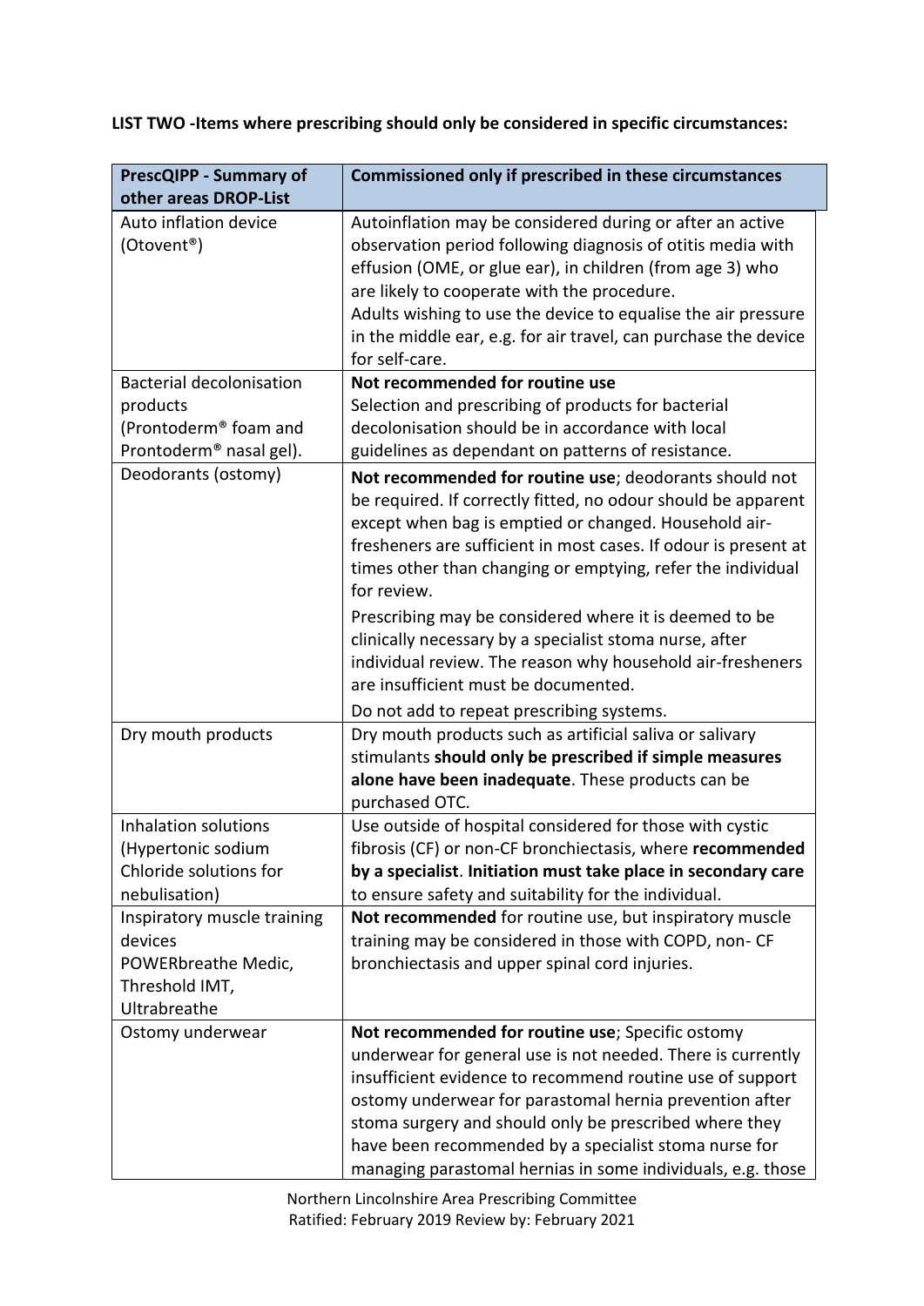**LIST TWO -Items where prescribing should only be considered in specific circumstances:**

| PrescQIPP - Summary of other areas DROP-List | Commissioned only if prescribed in these circumstances |
|---|---|
| Auto inflation device (Otovent®) | Autoinflation may be considered during or after an active observation period following diagnosis of otitis media with effusion (OME, or glue ear), in children (from age 3) who are likely to cooperate with the procedure.<br>Adults wishing to use the device to equalise the air pressure in the middle ear, e.g. for air travel, can purchase the device for self-care. |
| Bacterial decolonisation products (Prontoderm® foam and Prontoderm® nasal gel). | **Not recommended for routine use**<br>Selection and prescribing of products for bacterial decolonisation should be in accordance with local guidelines as dependant on patterns of resistance. |
| Deodorants (ostomy) | **Not recommended for routine use**; deodorants should not be required. If correctly fitted, no odour should be apparent except when bag is emptied or changed. Household air-fresheners are sufficient in most cases. If odour is present at times other than changing or emptying, refer the individual for review.<br>Prescribing may be considered where it is deemed to be clinically necessary by a specialist stoma nurse, after individual review. The reason why household air-fresheners are insufficient must be documented.<br>Do not add to repeat prescribing systems. |
| Dry mouth products | Dry mouth products such as artificial saliva or salivary stimulants **should only be prescribed if simple measures alone have been inadequate**. These products can be purchased OTC. |
| Inhalation solutions (Hypertonic sodium Chloride solutions for nebulisation) | Use outside of hospital considered for those with cystic fibrosis (CF) or non-CF bronchiectasis, where **recommended by a specialist**. **Initiation must take place in secondary care** to ensure safety and suitability for the individual. |
| Inspiratory muscle training devices POWERbreathe Medic, Threshold IMT, Ultrabreathe | **Not recommended** for routine use, but inspiratory muscle training may be considered in those with COPD, non- CF bronchiectasis and upper spinal cord injuries. |
| Ostomy underwear | **Not recommended for routine use**; Specific ostomy underwear for general use is not needed. There is currently insufficient evidence to recommend routine use of support ostomy underwear for parastomal hernia prevention after stoma surgery and should only be prescribed where they have been recommended by a specialist stoma nurse for managing parastomal hernias in some individuals, e.g. those |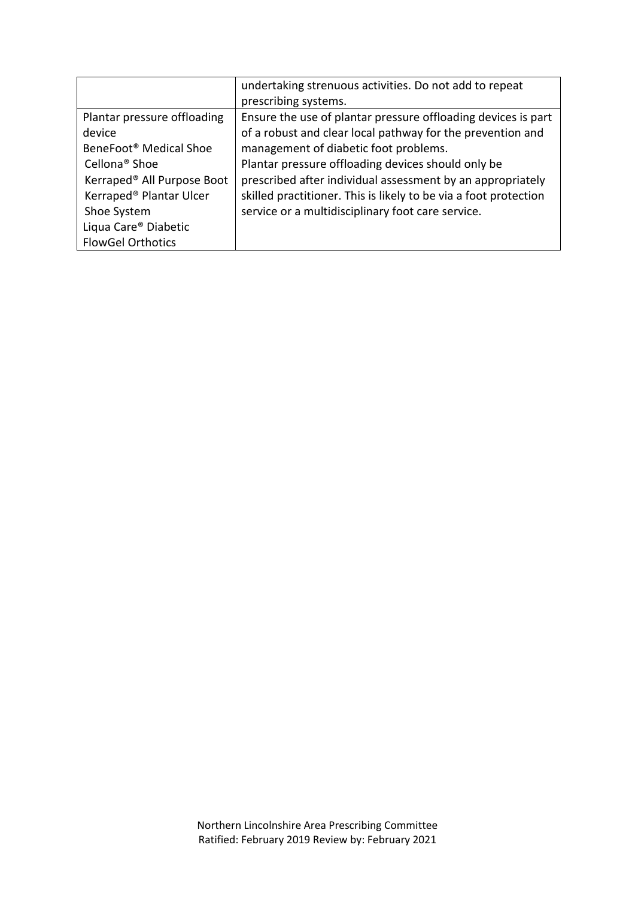| | |
|---|---|
| | undertaking strenuous activities. Do not add to repeat prescribing systems. |
| Plantar pressure offloading device<br>BeneFoot® Medical Shoe<br>Cellona® Shoe<br>Kerraped® All Purpose Boot<br>Kerraped® Plantar Ulcer Shoe System<br>Liqua Care® Diabetic FlowGel Orthotics | Ensure the use of plantar pressure offloading devices is part of a robust and clear local pathway for the prevention and management of diabetic foot problems.<br>Plantar pressure offloading devices should only be prescribed after individual assessment by an appropriately skilled practitioner. This is likely to be via a foot protection service or a multidisciplinary foot care service. |